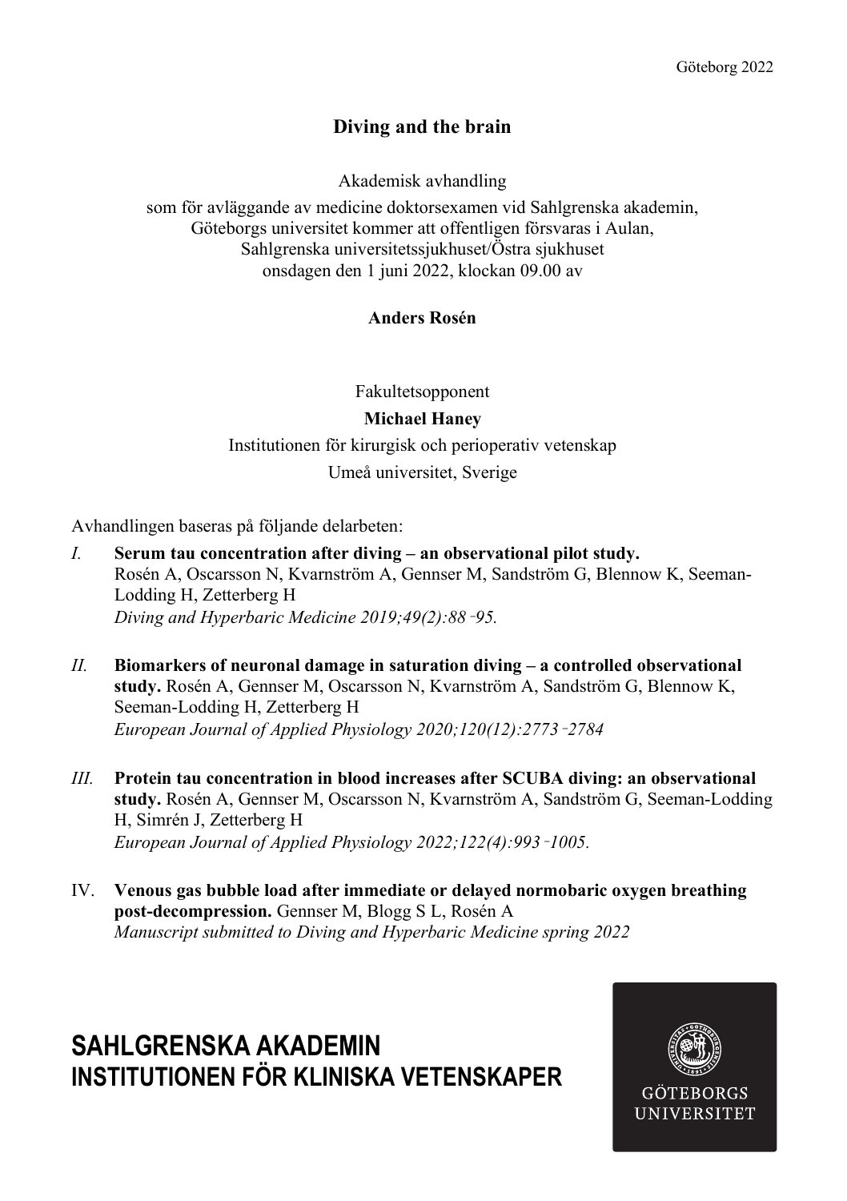Göteborg 2022

# Diving and the brain

Akademisk avhandling

som för avläggande av medicine doktorsexamen vid Sahlgrenska akademin, Göteborgs universitet kommer att offentligen försvaras i Aulan, Sahlgrenska universitetssjukhuset/Östra sjukhuset onsdagen den 1 juni 2022, klockan 09.00 av

**Anders Rosén**

Fakultetsopponent

**Michael Haney**

Institutionen för kirurgisk och perioperativ vetenskap

Umeå universitet, Sverige

Avhandlingen baseras på följande delarbeten:

*I.* **Serum tau concentration after diving – an observational pilot study.** Rosén A, Oscarsson N, Kvarnström A, Gennser M, Sandström G, Blennow K, Seeman-Lodding H, Zetterberg H
*Diving and Hyperbaric Medicine 2019;49(2):88‑95.*

*II.* **Biomarkers of neuronal damage in saturation diving – a controlled observational study.** Rosén A, Gennser M, Oscarsson N, Kvarnström A, Sandström G, Blennow K, Seeman-Lodding H, Zetterberg H
*European Journal of Applied Physiology 2020;120(12):2773‑2784*

*III.* **Protein tau concentration in blood increases after SCUBA diving: an observational study.** Rosén A, Gennser M, Oscarsson N, Kvarnström A, Sandström G, Seeman-Lodding H, Simrén J, Zetterberg H
*European Journal of Applied Physiology 2022;122(4):993‑1005.*

IV. **Venous gas bubble load after immediate or delayed normobaric oxygen breathing post-decompression.** Gennser M, Blogg S L, Rosén A
*Manuscript submitted to Diving and Hyperbaric Medicine spring 2022*

**SAHLGRENSKA AKADEMIN**
**INSTITUTIONEN FÖR KLINISKA VETENSKAPER**

GÖTEBORGS UNIVERSITET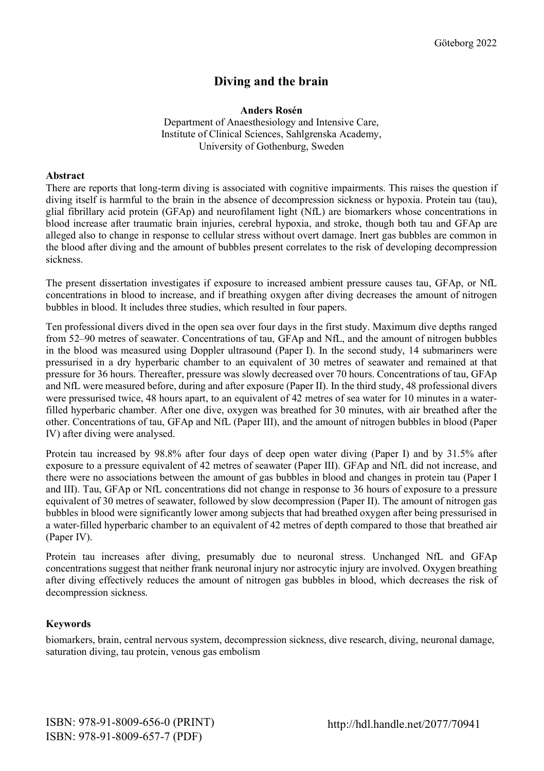Göteborg 2022

# Diving and the brain

**Anders Rosén**

Department of Anaesthesiology and Intensive Care,
Institute of Clinical Sciences, Sahlgrenska Academy,
University of Gothenburg, Sweden

**Abstract**

There are reports that long-term diving is associated with cognitive impairments. This raises the question if diving itself is harmful to the brain in the absence of decompression sickness or hypoxia. Protein tau (tau), glial fibrillary acid protein (GFAp) and neurofilament light (NfL) are biomarkers whose concentrations in blood increase after traumatic brain injuries, cerebral hypoxia, and stroke, though both tau and GFAp are alleged also to change in response to cellular stress without overt damage. Inert gas bubbles are common in the blood after diving and the amount of bubbles present correlates to the risk of developing decompression sickness.

The present dissertation investigates if exposure to increased ambient pressure causes tau, GFAp, or NfL concentrations in blood to increase, and if breathing oxygen after diving decreases the amount of nitrogen bubbles in blood. It includes three studies, which resulted in four papers.

Ten professional divers dived in the open sea over four days in the first study. Maximum dive depths ranged from 52–90 metres of seawater. Concentrations of tau, GFAp and NfL, and the amount of nitrogen bubbles in the blood was measured using Doppler ultrasound (Paper I). In the second study, 14 submariners were pressurised in a dry hyperbaric chamber to an equivalent of 30 metres of seawater and remained at that pressure for 36 hours. Thereafter, pressure was slowly decreased over 70 hours. Concentrations of tau, GFAp and NfL were measured before, during and after exposure (Paper II). In the third study, 48 professional divers were pressurised twice, 48 hours apart, to an equivalent of 42 metres of sea water for 10 minutes in a water-filled hyperbaric chamber. After one dive, oxygen was breathed for 30 minutes, with air breathed after the other. Concentrations of tau, GFAp and NfL (Paper III), and the amount of nitrogen bubbles in blood (Paper IV) after diving were analysed.

Protein tau increased by 98.8% after four days of deep open water diving (Paper I) and by 31.5% after exposure to a pressure equivalent of 42 metres of seawater (Paper III). GFAp and NfL did not increase, and there were no associations between the amount of gas bubbles in blood and changes in protein tau (Paper I and III). Tau, GFAp or NfL concentrations did not change in response to 36 hours of exposure to a pressure equivalent of 30 metres of seawater, followed by slow decompression (Paper II). The amount of nitrogen gas bubbles in blood were significantly lower among subjects that had breathed oxygen after being pressurised in a water-filled hyperbaric chamber to an equivalent of 42 metres of depth compared to those that breathed air (Paper IV).

Protein tau increases after diving, presumably due to neuronal stress. Unchanged NfL and GFAp concentrations suggest that neither frank neuronal injury nor astrocytic injury are involved. Oxygen breathing after diving effectively reduces the amount of nitrogen gas bubbles in blood, which decreases the risk of decompression sickness.

**Keywords**

biomarkers, brain, central nervous system, decompression sickness, dive research, diving, neuronal damage, saturation diving, tau protein, venous gas embolism

ISBN: 978-91-8009-656-0 (PRINT)
ISBN: 978-91-8009-657-7 (PDF)

http://hdl.handle.net/2077/70941